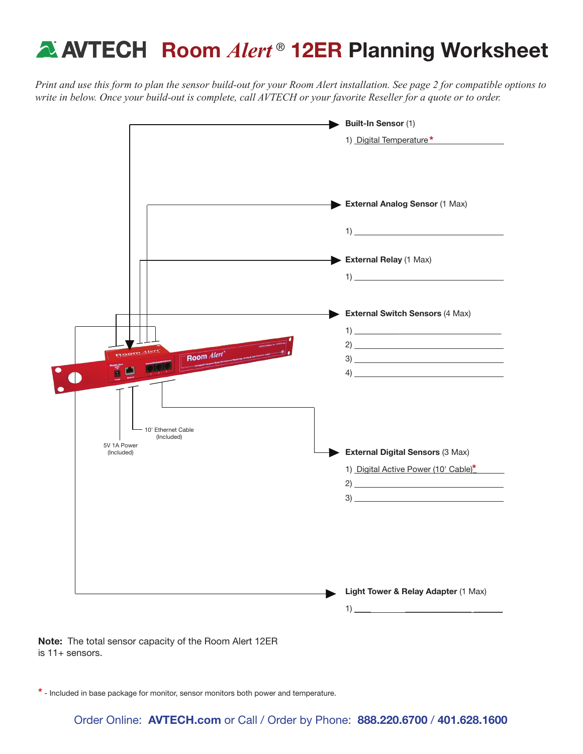# AVTECH Room *Alert*® 12ER Planning Worksheet

*Print and use this form to plan the sensor build-out for your Room Alert installation. See page 2 for compatible options to write in below. Once your build-out is complete, call AVTECH or your favorite Reseller for a quote or to order.*

**Built-In Sensor** (1)

1) Digital Temperature*

**External Analog Sensor** (1 Max)

1) ______________________

**External Relay** (1 Max)

1) ______________________

**External Switch Sensors** (4 Max)

1) ______________________
2) ______________________
3) ______________________
4) ______________________

**External Digital Sensors** (3 Max)

1) Digital Active Power (10' Cable)*
2) ______________________
3) ______________________

**Light Tower & Relay Adapter** (1 Max)

1) ______________________

10' Ethernet Cable (Included)

5V 1A Power (Included)

**Note:** The total sensor capacity of the Room Alert 12ER is 11+ sensors.

* - Included in base package for monitor, sensor monitors both power and temperature.

Order Online: **AVTECH.com** or Call / Order by Phone: **888.220.6700** / **401.628.1600**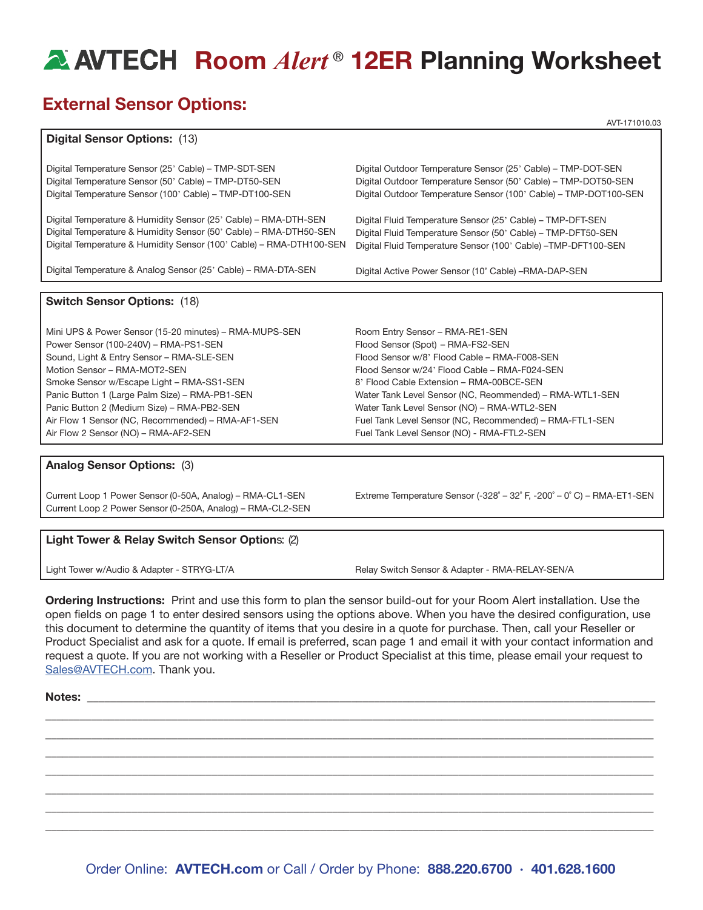# AVTECH Room *Alert*® 12ER Planning Worksheet

## External Sensor Options:

AVT-171010.03

### Digital Sensor Options: (13)

Digital Temperature Sensor (25' Cable) – TMP-SDT-SEN
Digital Temperature Sensor (50' Cable) – TMP-DT50-SEN
Digital Temperature Sensor (100' Cable) – TMP-DT100-SEN

Digital Temperature & Humidity Sensor (25' Cable) – RMA-DTH-SEN
Digital Temperature & Humidity Sensor (50' Cable) – RMA-DTH50-SEN
Digital Temperature & Humidity Sensor (100' Cable) – RMA-DTH100-SEN

Digital Temperature & Analog Sensor (25' Cable) – RMA-DTA-SEN

Digital Outdoor Temperature Sensor (25' Cable) – TMP-DOT-SEN
Digital Outdoor Temperature Sensor (50' Cable) – TMP-DOT50-SEN
Digital Outdoor Temperature Sensor (100' Cable) – TMP-DOT100-SEN

Digital Fluid Temperature Sensor (25' Cable) – TMP-DFT-SEN
Digital Fluid Temperature Sensor (50' Cable) – TMP-DFT50-SEN
Digital Fluid Temperature Sensor (100' Cable) –TMP-DFT100-SEN

Digital Active Power Sensor (10' Cable) –RMA-DAP-SEN

### Switch Sensor Options: (18)

Mini UPS & Power Sensor (15-20 minutes) – RMA-MUPS-SEN
Power Sensor (100-240V) – RMA-PS1-SEN
Sound, Light & Entry Sensor – RMA-SLE-SEN
Motion Sensor – RMA-MOT2-SEN
Smoke Sensor w/Escape Light – RMA-SS1-SEN
Panic Button 1 (Large Palm Size) – RMA-PB1-SEN
Panic Button 2 (Medium Size) – RMA-PB2-SEN
Air Flow 1 Sensor (NC, Recommended) – RMA-AF1-SEN
Air Flow 2 Sensor (NO) – RMA-AF2-SEN

Room Entry Sensor – RMA-RE1-SEN
Flood Sensor (Spot) – RMA-FS2-SEN
Flood Sensor w/8' Flood Cable – RMA-F008-SEN
Flood Sensor w/24' Flood Cable – RMA-F024-SEN
8' Flood Cable Extension – RMA-00BCE-SEN
Water Tank Level Sensor (NC, Reommended) – RMA-WTL1-SEN
Water Tank Level Sensor (NO) – RMA-WTL2-SEN
Fuel Tank Level Sensor (NC, Recommended) – RMA-FTL1-SEN
Fuel Tank Level Sensor (NO) - RMA-FTL2-SEN

### Analog Sensor Options: (3)

Current Loop 1 Power Sensor (0-50A, Analog) – RMA-CL1-SEN
Current Loop 2 Power Sensor (0-250A, Analog) – RMA-CL2-SEN

Extreme Temperature Sensor (-328˚ – 32˚ F, -200˚ – 0˚ C) – RMA-ET1-SEN

### Light Tower & Relay Switch Sensor Options: (2)

Light Tower w/Audio & Adapter - STRYG-LT/A

Relay Switch Sensor & Adapter - RMA-RELAY-SEN/A

**Ordering Instructions:** Print and use this form to plan the sensor build-out for your Room Alert installation. Use the open fields on page 1 to enter desired sensors using the options above. When you have the desired configuration, use this document to determine the quantity of items that you desire in a quote for purchase. Then, call your Reseller or Product Specialist and ask for a quote. If email is preferred, scan page 1 and email it with your contact information and request a quote. If you are not working with a Reseller or Product Specialist at this time, please email your request to Sales@AVTECH.com. Thank you.

**Notes:** ____________________________________________________________

____________________________________________________________

____________________________________________________________

____________________________________________________________

____________________________________________________________

____________________________________________________________

____________________________________________________________

____________________________________________________________

Order Online: **AVTECH.com** or Call / Order by Phone: **888.220.6700 · 401.628.1600**